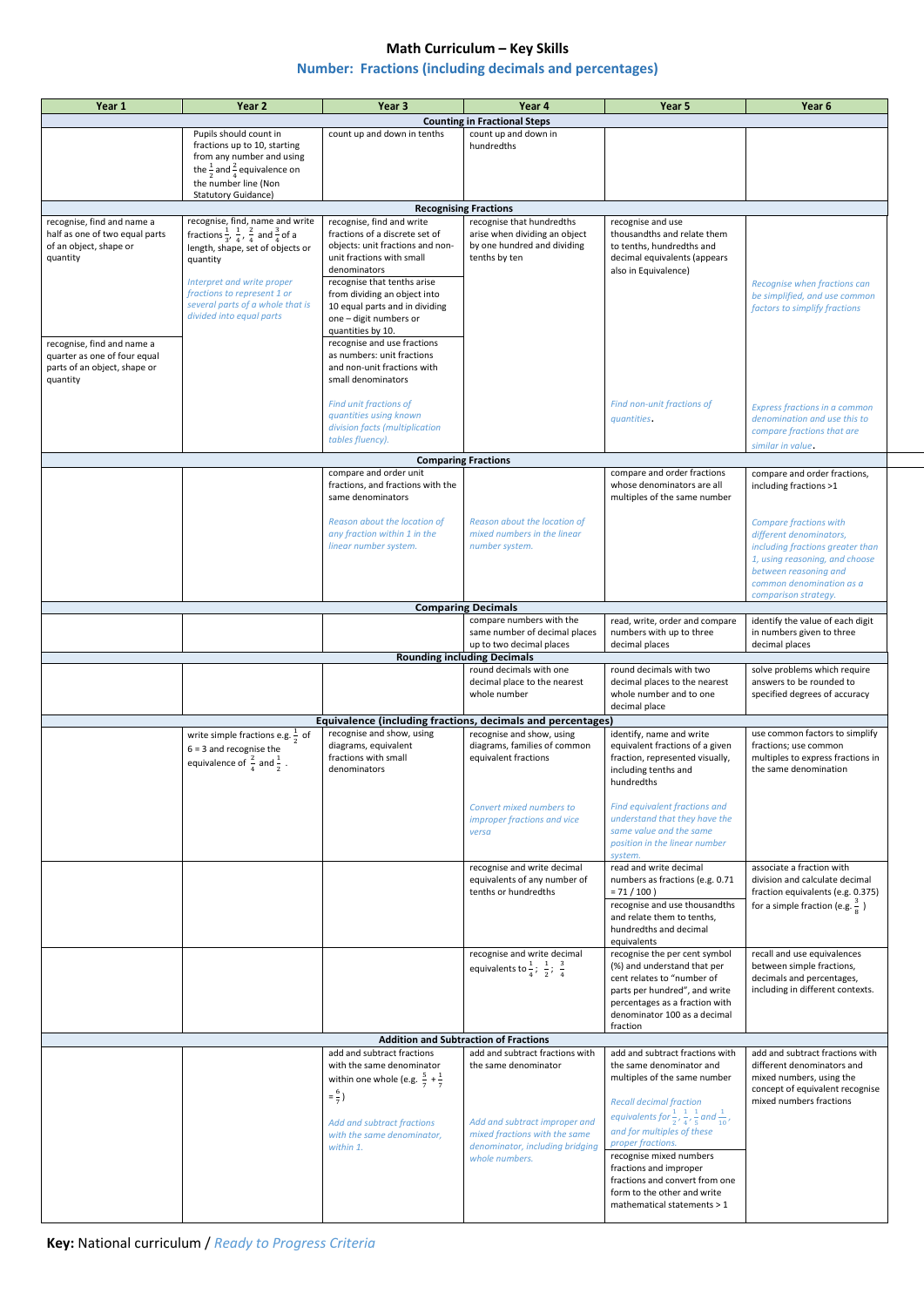# Math Curriculum – Key Skills

## Number: Fractions (including decimals and percentages)

| Year 1 | Year 2 | Year 3 | Year 4 | Year 5 | Year 6 |
|---|---|---|---|---|---|
| **Counting in Fractional Steps** | | | | | |
| | Pupils should count in fractions up to 10, starting from any number and using the $\frac{1}{2}$ and $\frac{2}{4}$ equivalence on the number line (Non Statutory Guidance) | count up and down in tenths | count up and down in hundredths | | |
| **Recognising Fractions** | | | | | |
| recognise, find and name a half as one of two equal parts of an object, shape or quantity<br><br>recognise, find and name a quarter as one of four equal parts of an object, shape or quantity | recognise, find, name and write fractions $\frac{1}{3}$, $\frac{1}{4}$, $\frac{2}{4}$ and $\frac{3}{4}$ of a length, shape, set of objects or quantity<br><br>*Interpret and write proper fractions to represent 1 or several parts of a whole that is divided into equal parts* | recognise, find and write fractions of a discrete set of objects: unit fractions and non-unit fractions with small denominators<br><br>recognise that tenths arise from dividing an object into 10 equal parts and in dividing one – digit numbers or quantities by 10.<br><br>recognise and use fractions as numbers: unit fractions and non-unit fractions with small denominators<br><br>*Find unit fractions of quantities using known division facts (multiplication tables fluency).* | recognise that hundredths arise when dividing an object by one hundred and dividing tenths by ten | recognise and use thousandths and relate them to tenths, hundredths and decimal equivalents (appears also in Equivalence)<br><br>*Find non-unit fractions of quantities.* | *Recognise when fractions can be simplified, and use common factors to simplify fractions*<br><br>*Express fractions in a common denomination and use this to compare fractions that are similar in value.* |
| **Comparing Fractions** | | | | | |
| | | compare and order unit fractions, and fractions with the same denominators<br><br>*Reason about the location of any fraction within 1 in the linear number system.* | *Reason about the location of mixed numbers in the linear number system.* | compare and order fractions whose denominators are all multiples of the same number | compare and order fractions, including fractions >1<br><br>*Compare fractions with different denominators, including fractions greater than 1, using reasoning, and choose between reasoning and common denomination as a comparison strategy.* |
| **Comparing Decimals** | | | | | |
| | | | compare numbers with the same number of decimal places up to two decimal places | read, write, order and compare numbers with up to three decimal places | identify the value of each digit in numbers given to three decimal places |
| **Rounding including Decimals** | | | | | |
| | | | round decimals with one decimal place to the nearest whole number | round decimals with two decimal places to the nearest whole number and to one decimal place | solve problems which require answers to be rounded to specified degrees of accuracy |
| **Equivalence (including fractions, decimals and percentages)** | | | | | |
| | write simple fractions e.g. $\frac{1}{2}$ of 6 = 3 and recognise the equivalence of $\frac{2}{4}$ and $\frac{1}{2}$. | recognise and show, using diagrams, equivalent fractions with small denominators | recognise and show, using diagrams, families of common equivalent fractions<br><br>*Convert mixed numbers to improper fractions and vice versa* | identify, name and write equivalent fractions of a given fraction, represented visually, including tenths and hundredths<br><br>*Find equivalent fractions and understand that they have the same value and the same position in the linear number system.* | use common factors to simplify fractions; use common multiples to express fractions in the same denomination |
| | | | recognise and write decimal equivalents of any number of tenths or hundredths | read and write decimal numbers as fractions (e.g. 0.71 = 71 / 100 )<br><br>recognise and use thousandths and relate them to tenths, hundredths and decimal equivalents | associate a fraction with division and calculate decimal fraction equivalents (e.g. 0.375) for a simple fraction (e.g. $\frac{3}{8}$ ) |
| | | | recognise and write decimal equivalents to $\frac{1}{4}$; $\frac{1}{2}$; $\frac{3}{4}$ | recognise the per cent symbol (%) and understand that per cent relates to "number of parts per hundred", and write percentages as a fraction with denominator 100 as a decimal fraction | recall and use equivalences between simple fractions, decimals and percentages, including in different contexts. |
| **Addition and Subtraction of Fractions** | | | | | |
| | | add and subtract fractions with the same denominator within one whole (e.g. $\frac{5}{7}+\frac{1}{7}=\frac{6}{7}$)<br><br>*Add and subtract fractions with the same denominator, within 1.* | add and subtract fractions with the same denominator<br><br>*Add and subtract improper and mixed fractions with the same denominator, including bridging whole numbers.* | add and subtract fractions with the same denominator and multiples of the same number<br><br>*Recall decimal fraction equivalents for $\frac{1}{2}$, $\frac{1}{4}$, $\frac{1}{5}$ and $\frac{1}{10}$, and for multiples of these proper fractions.*<br><br>recognise mixed numbers fractions and improper fractions and convert from one form to the other and write mathematical statements > 1 | add and subtract fractions with different denominators and mixed numbers, using the concept of equivalent recognise mixed numbers fractions |

**Key:** National curriculum / *Ready to Progress Criteria*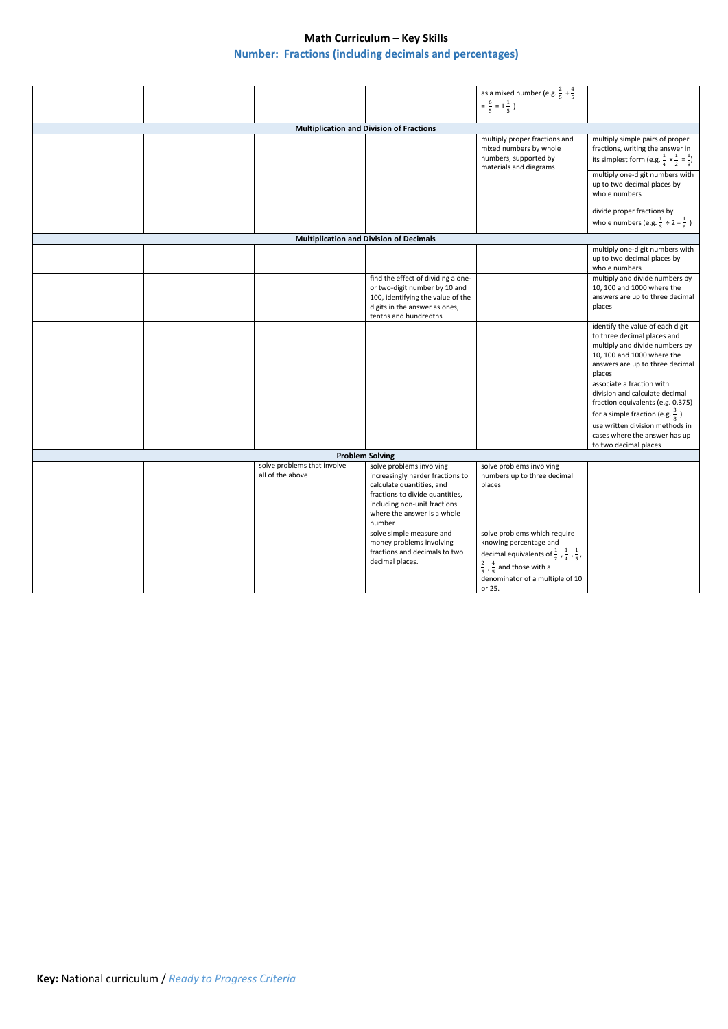# Math Curriculum – Key Skills

## Number: Fractions (including decimals and percentages)

| | | | | | |
|---|---|---|---|---|---|
| | | | | as a mixed number (e.g. $\frac{2}{5} + \frac{4}{5} = \frac{6}{5} = 1\frac{1}{5}$ ) | |
| **Multiplication and Division of Fractions** | | | | | |
| | | | | multiply proper fractions and mixed numbers by whole numbers, supported by materials and diagrams | multiply simple pairs of proper fractions, writing the answer in its simplest form (e.g. $\frac{1}{4} \times \frac{1}{2} = \frac{1}{8}$) multiply one-digit numbers with up to two decimal places by whole numbers |
| | | | | | divide proper fractions by whole numbers (e.g. $\frac{1}{3} \div 2 = \frac{1}{6}$ ) |
| **Multiplication and Division of Decimals** | | | | | |
| | | | | | multiply one-digit numbers with up to two decimal places by whole numbers |
| | | | find the effect of dividing a one- or two-digit number by 10 and 100, identifying the value of the digits in the answer as ones, tenths and hundredths | | multiply and divide numbers by 10, 100 and 1000 where the answers are up to three decimal places |
| | | | | | identify the value of each digit to three decimal places and multiply and divide numbers by 10, 100 and 1000 where the answers are up to three decimal places |
| | | | | | associate a fraction with division and calculate decimal fraction equivalents (e.g. 0.375) for a simple fraction (e.g. $\frac{3}{8}$ ) |
| | | | | | use written division methods in cases where the answer has up to two decimal places |
| **Problem Solving** | | | | | |
| | | solve problems that involve all of the above | solve problems involving increasingly harder fractions to calculate quantities, and fractions to divide quantities, including non-unit fractions where the answer is a whole number | solve problems involving numbers up to three decimal places | |
| | | | solve simple measure and money problems involving fractions and decimals to two decimal places. | solve problems which require knowing percentage and decimal equivalents of $\frac{1}{2}$, $\frac{1}{4}$, $\frac{1}{5}$, $\frac{2}{5}$, $\frac{4}{5}$ and those with a denominator of a multiple of 10 or 25. | |

**Key:** National curriculum / *Ready to Progress Criteria*